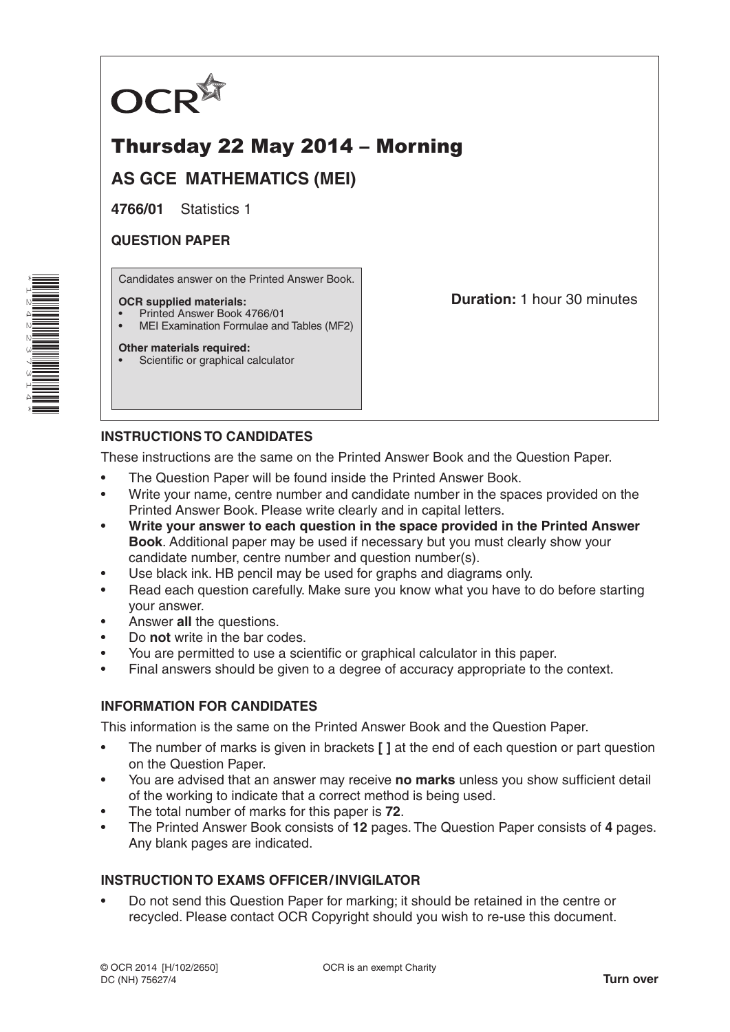OCR

# Thursday 22 May 2014 – Morning

## AS GCE MATHEMATICS (MEI)

**4766/01** Statistics 1

**QUESTION PAPER**

Candidates answer on the Printed Answer Book.

**OCR supplied materials:**
- Printed Answer Book 4766/01
- MEI Examination Formulae and Tables (MF2)

**Other materials required:**
- Scientific or graphical calculator

**Duration:** 1 hour 30 minutes

### INSTRUCTIONS TO CANDIDATES

These instructions are the same on the Printed Answer Book and the Question Paper.

- The Question Paper will be found inside the Printed Answer Book.
- Write your name, centre number and candidate number in the spaces provided on the Printed Answer Book. Please write clearly and in capital letters.
- **Write your answer to each question in the space provided in the Printed Answer Book**. Additional paper may be used if necessary but you must clearly show your candidate number, centre number and question number(s).
- Use black ink. HB pencil may be used for graphs and diagrams only.
- Read each question carefully. Make sure you know what you have to do before starting your answer.
- Answer **all** the questions.
- Do **not** write in the bar codes.
- You are permitted to use a scientific or graphical calculator in this paper.
- Final answers should be given to a degree of accuracy appropriate to the context.

### INFORMATION FOR CANDIDATES

This information is the same on the Printed Answer Book and the Question Paper.

- The number of marks is given in brackets **[ ]** at the end of each question or part question on the Question Paper.
- You are advised that an answer may receive **no marks** unless you show sufficient detail of the working to indicate that a correct method is being used.
- The total number of marks for this paper is **72**.
- The Printed Answer Book consists of **12** pages. The Question Paper consists of **4** pages. Any blank pages are indicated.

### INSTRUCTION TO EXAMS OFFICER / INVIGILATOR

- Do not send this Question Paper for marking; it should be retained in the centre or recycled. Please contact OCR Copyright should you wish to re-use this document.

© OCR 2014 [H/102/2650]
DC (NH) 75627/4

OCR is an exempt Charity

**Turn over**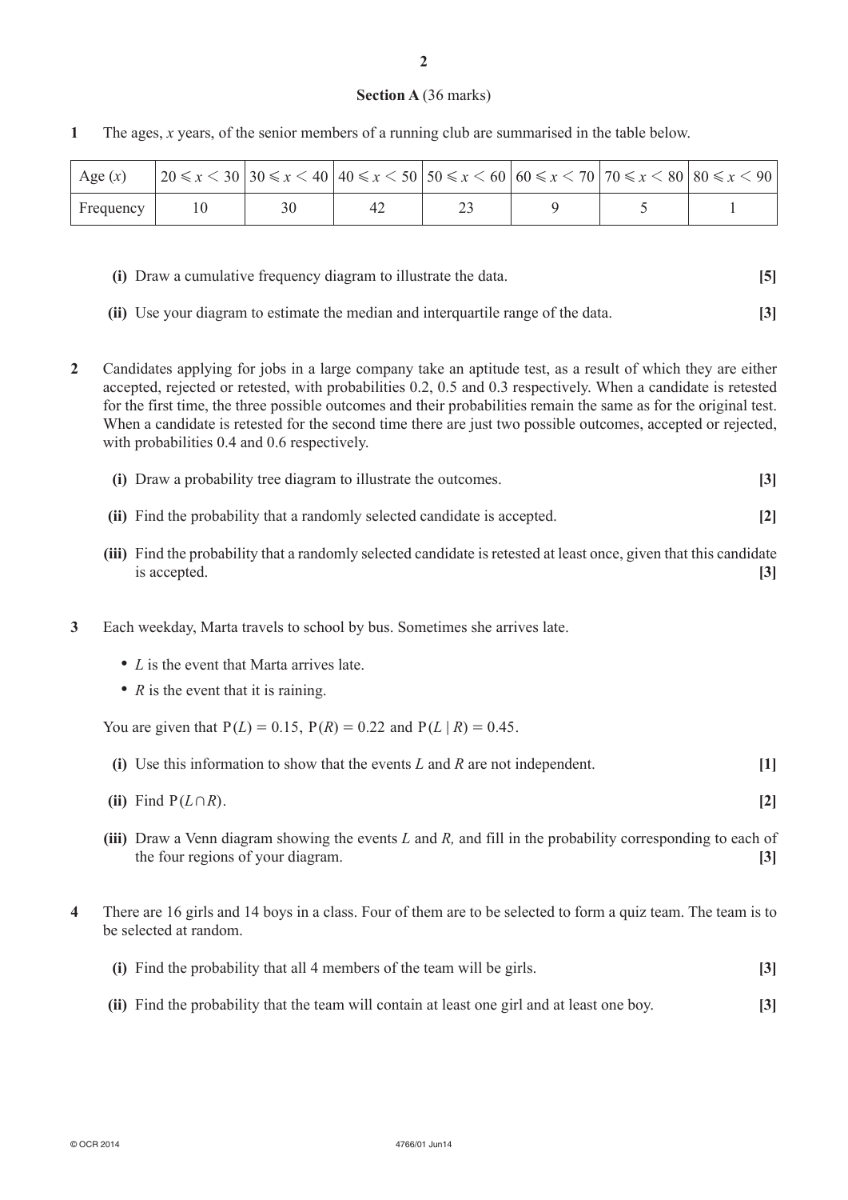## Section A (36 marks)

**1** The ages, $x$ years, of the senior members of a running club are summarised in the table below.

| Age ($x$) | $20 \leqslant x < 30$ | $30 \leqslant x < 40$ | $40 \leqslant x < 50$ | $50 \leqslant x < 60$ | $60 \leqslant x < 70$ | $70 \leqslant x < 80$ | $80 \leqslant x < 90$ |
|---|---|---|---|---|---|---|---|
| Frequency | 10 | 30 | 42 | 23 | 9 | 5 | 1 |

**(i)** Draw a cumulative frequency diagram to illustrate the data. **[5]**

**(ii)** Use your diagram to estimate the median and interquartile range of the data. **[3]**

**2** Candidates applying for jobs in a large company take an aptitude test, as a result of which they are either accepted, rejected or retested, with probabilities 0.2, 0.5 and 0.3 respectively. When a candidate is retested for the first time, the three possible outcomes and their probabilities remain the same as for the original test. When a candidate is retested for the second time there are just two possible outcomes, accepted or rejected, with probabilities 0.4 and 0.6 respectively.

**(i)** Draw a probability tree diagram to illustrate the outcomes. **[3]**

**(ii)** Find the probability that a randomly selected candidate is accepted. **[2]**

**(iii)** Find the probability that a randomly selected candidate is retested at least once, given that this candidate is accepted. **[3]**

**3** Each weekday, Marta travels to school by bus. Sometimes she arrives late.

- $L$ is the event that Marta arrives late.
- $R$ is the event that it is raining.

You are given that $\mathrm{P}(L) = 0.15$, $\mathrm{P}(R) = 0.22$ and $\mathrm{P}(L \mid R) = 0.45$.

**(i)** Use this information to show that the events $L$ and $R$ are not independent. **[1]**

**(ii)** Find $\mathrm{P}(L \cap R)$. **[2]**

**(iii)** Draw a Venn diagram showing the events $L$ and $R$, and fill in the probability corresponding to each of the four regions of your diagram. **[3]**

**4** There are 16 girls and 14 boys in a class. Four of them are to be selected to form a quiz team. The team is to be selected at random.

**(i)** Find the probability that all 4 members of the team will be girls. **[3]**

**(ii)** Find the probability that the team will contain at least one girl and at least one boy. **[3]**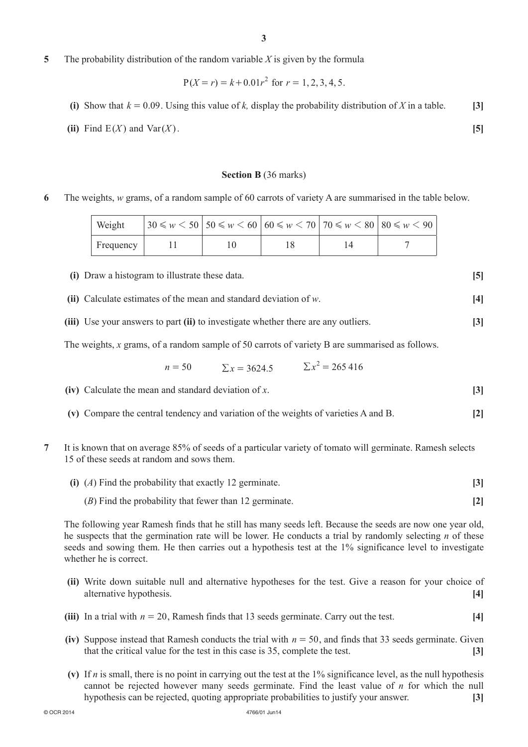**5** The probability distribution of the random variable $X$ is given by the formula

$$\mathrm{P}(X = r) = k + 0.01r^2 \text{ for } r = 1, 2, 3, 4, 5.$$

**(i)** Show that $k = 0.09$. Using this value of $k$, display the probability distribution of $X$ in a table. **[3]**

**(ii)** Find $\mathrm{E}(X)$ and $\mathrm{Var}(X)$. **[5]**

## Section B (36 marks)

**6** The weights, $w$ grams, of a random sample of 60 carrots of variety A are summarised in the table below.

| Weight | $30 \leqslant w < 50$ | $50 \leqslant w < 60$ | $60 \leqslant w < 70$ | $70 \leqslant w < 80$ | $80 \leqslant w < 90$ |
|---|---|---|---|---|---|
| Frequency | 11 | 10 | 18 | 14 | 7 |

**(i)** Draw a histogram to illustrate these data. **[5]**

**(ii)** Calculate estimates of the mean and standard deviation of $w$. **[4]**

**(iii)** Use your answers to part **(ii)** to investigate whether there are any outliers. **[3]**

The weights, $x$ grams, of a random sample of 50 carrots of variety B are summarised as follows.

$$n = 50 \qquad \Sigma x = 3624.5 \qquad \Sigma x^2 = 265\,416$$

**(iv)** Calculate the mean and standard deviation of $x$. **[3]**

**(v)** Compare the central tendency and variation of the weights of varieties A and B. **[2]**

**7** It is known that on average 85% of seeds of a particular variety of tomato will germinate. Ramesh selects 15 of these seeds at random and sows them.

**(i)** (*A*) Find the probability that exactly 12 germinate. **[3]**

(*B*) Find the probability that fewer than 12 germinate. **[2]**

The following year Ramesh finds that he still has many seeds left. Because the seeds are now one year old, he suspects that the germination rate will be lower. He conducts a trial by randomly selecting $n$ of these seeds and sowing them. He then carries out a hypothesis test at the 1% significance level to investigate whether he is correct.

**(ii)** Write down suitable null and alternative hypotheses for the test. Give a reason for your choice of alternative hypothesis. **[4]**

**(iii)** In a trial with $n = 20$, Ramesh finds that 13 seeds germinate. Carry out the test. **[4]**

**(iv)** Suppose instead that Ramesh conducts the trial with $n = 50$, and finds that 33 seeds germinate. Given that the critical value for the test in this case is 35, complete the test. **[3]**

**(v)** If $n$ is small, there is no point in carrying out the test at the 1% significance level, as the null hypothesis cannot be rejected however many seeds germinate. Find the least value of $n$ for which the null hypothesis can be rejected, quoting appropriate probabilities to justify your answer. **[3]**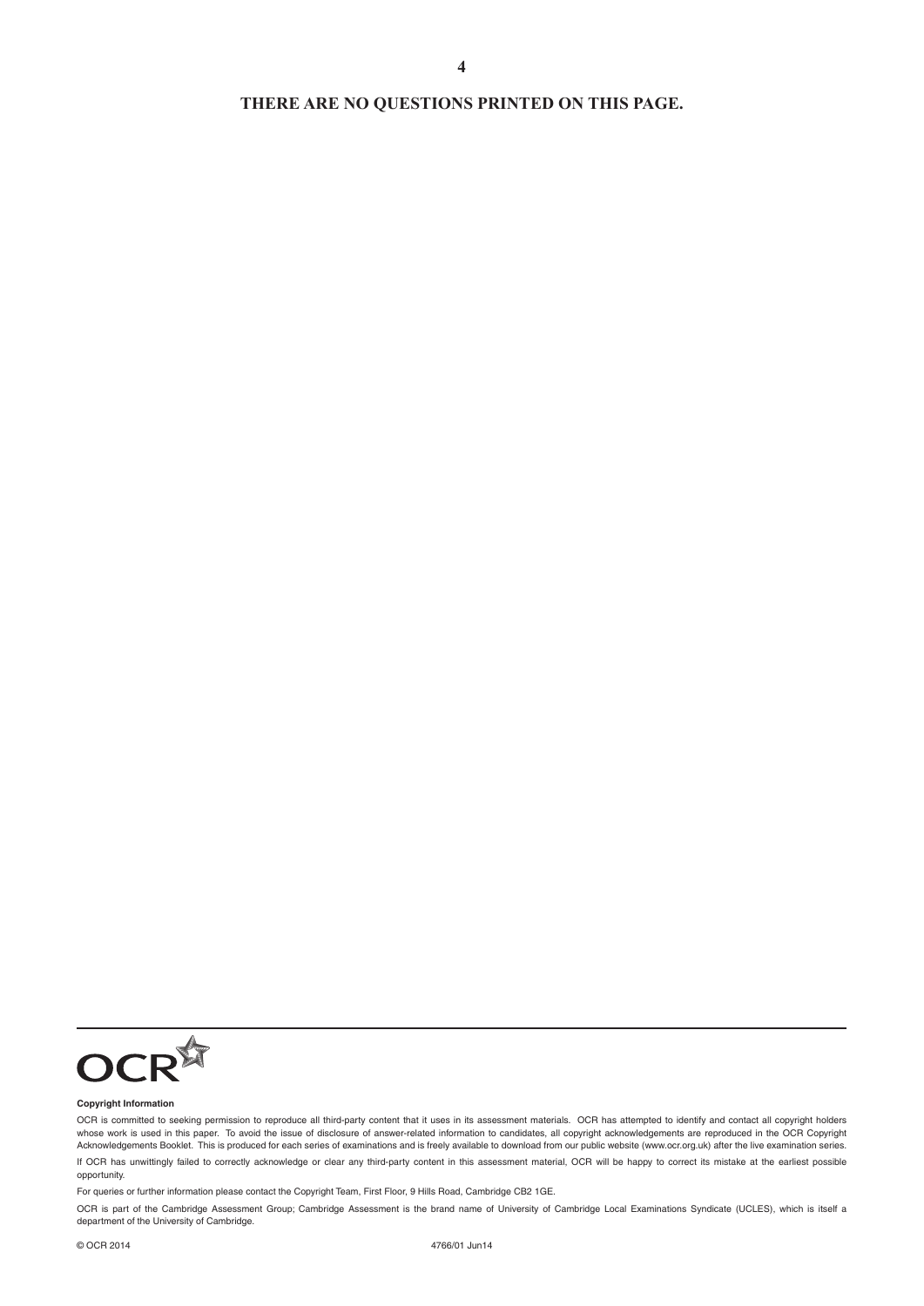**THERE ARE NO QUESTIONS PRINTED ON THIS PAGE.**

OCR

**Copyright Information**

OCR is committed to seeking permission to reproduce all third-party content that it uses in its assessment materials. OCR has attempted to identify and contact all copyright holders whose work is used in this paper. To avoid the issue of disclosure of answer-related information to candidates, all copyright acknowledgements are reproduced in the OCR Copyright Acknowledgements Booklet. This is produced for each series of examinations and is freely available to download from our public website (www.ocr.org.uk) after the live examination series.

If OCR has unwittingly failed to correctly acknowledge or clear any third-party content in this assessment material, OCR will be happy to correct its mistake at the earliest possible opportunity.

For queries or further information please contact the Copyright Team, First Floor, 9 Hills Road, Cambridge CB2 1GE.

OCR is part of the Cambridge Assessment Group; Cambridge Assessment is the brand name of University of Cambridge Local Examinations Syndicate (UCLES), which is itself a department of the University of Cambridge.

© OCR 2014 4766/01 Jun14